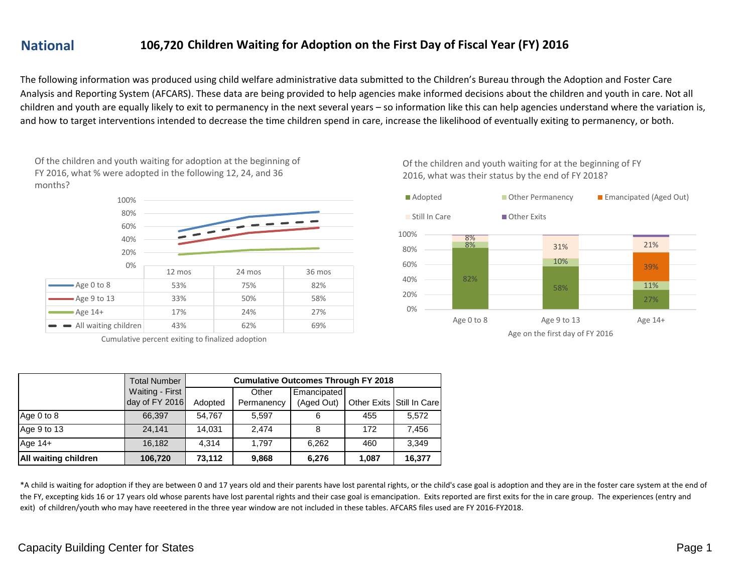# National 106,720 Children Waiting for Adoption on the First Day of Fiscal Year (FY) 2016

The following information was produced using child welfare administrative data submitted to the Children's Bureau through the Adoption and Foster Care Analysis and Reporting System (AFCARS). These data are being provided to help agencies make informed decisions about the children and youth in care. Not all children and youth are equally likely to exit to permanency in the next several years – so information like this can help agencies understand where the variation is, and how to target interventions intended to decrease the time children spend in care, increase the likelihood of eventually exiting to permanency, or both.

Of the children and youth waiting for adoption at the beginning of FY 2016, what % were adopted in the following 12, 24, and 36 months?

| | 12 mos | 24 mos | 36 mos |
|---|---|---|---|
| Age 0 to 8 | 53% | 75% | 82% |
| Age 9 to 13 | 33% | 50% | 58% |
| Age 14+ | 17% | 24% | 27% |
| All waiting children | 43% | 62% | 69% |

Cumulative percent exiting to finalized adoption

Of the children and youth waiting for at the beginning of FY 2016, what was their status by the end of FY 2018?

| Age on the first day of FY 2016 | Adopted | Other Permanency | Emancipated (Aged Out) | Still In Care | Other Exits |
|---|---|---|---|---|---|
| Age 0 to 8 | 82% | 8% | | 8% | |
| Age 9 to 13 | 58% | 10% | | 31% | |
| Age 14+ | 27% | 11% | 39% | 21% | |

| | Total Number Waiting - First day of FY 2016 | Cumulative Outcomes Through FY 2018 | | | | |
|---|---|---|---|---|---|---|
| | | Adopted | Other Permanency | Emancipated (Aged Out) | Other Exits | Still In Care |
| Age 0 to 8 | 66,397 | 54,767 | 5,597 | 6 | 455 | 5,572 |
| Age 9 to 13 | 24,141 | 14,031 | 2,474 | 8 | 172 | 7,456 |
| Age 14+ | 16,182 | 4,314 | 1,797 | 6,262 | 460 | 3,349 |
| **All waiting children** | **106,720** | **73,112** | **9,868** | **6,276** | **1,087** | **16,377** |

*A child is waiting for adoption if they are between 0 and 17 years old and their parents have lost parental rights, or the child's case goal is adoption and they are in the foster care system at the end of the FY, excepting kids 16 or 17 years old whose parents have lost parental rights and their case goal is emancipation. Exits reported are first exits for the in care group. The experiences (entry and exit) of children/youth who may have reeetered in the three year window are not included in these tables. AFCARS files used are FY 2016-FY2018.

Capacity Building Center for States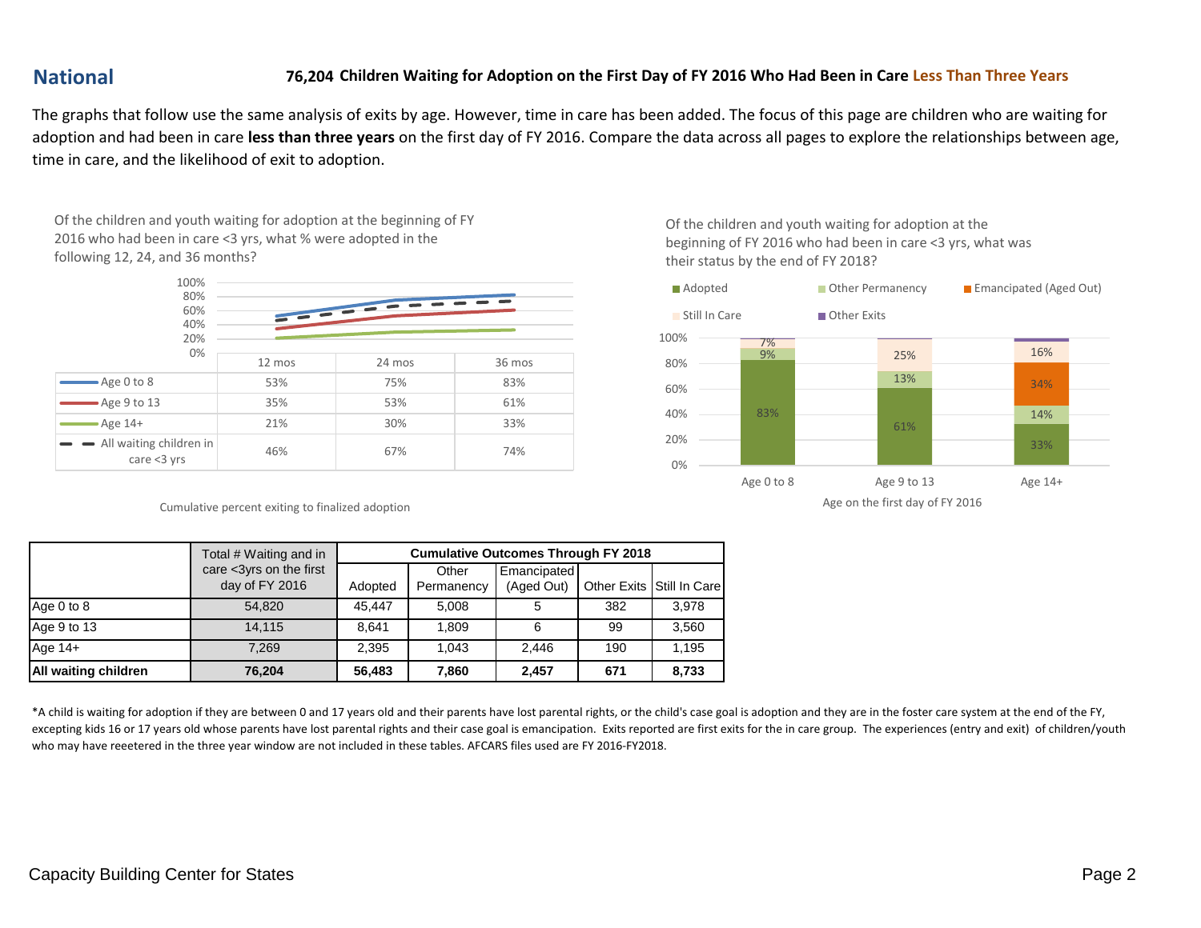## National

### 76,204 Children Waiting for Adoption on the First Day of FY 2016 Who Had Been in Care Less Than Three Years

The graphs that follow use the same analysis of exits by age. However, time in care has been added. The focus of this page are children who are waiting for adoption and had been in care **less than three years** on the first day of FY 2016. Compare the data across all pages to explore the relationships between age, time in care, and the likelihood of exit to adoption.

Of the children and youth waiting for adoption at the beginning of FY 2016 who had been in care <3 yrs, what % were adopted in the following 12, 24, and 36 months?

| | 12 mos | 24 mos | 36 mos |
|---|---|---|---|
| Age 0 to 8 | 53% | 75% | 83% |
| Age 9 to 13 | 35% | 53% | 61% |
| Age 14+ | 21% | 30% | 33% |
| All waiting children in care <3 yrs | 46% | 67% | 74% |

Cumulative percent exiting to finalized adoption

Of the children and youth waiting for adoption at the beginning of FY 2016 who had been in care <3 yrs, what was their status by the end of FY 2018?

| Age on the first day of FY 2016 | Adopted | Other Permanency | Emancipated (Aged Out) | Still In Care | Other Exits |
|---|---|---|---|---|---|
| Age 0 to 8 | 83% | 9% | | 7% | |
| Age 9 to 13 | 61% | 13% | | 25% | |
| Age 14+ | 33% | 14% | 34% | 16% | |

| | Total # Waiting and in care <3yrs on the first day of FY 2016 | Cumulative Outcomes Through FY 2018 | | | | |
|---|---|---|---|---|---|---|
| | | Adopted | Other Permanency | Emancipated (Aged Out) | Other Exits | Still In Care |
| Age 0 to 8 | 54,820 | 45,447 | 5,008 | 5 | 382 | 3,978 |
| Age 9 to 13 | 14,115 | 8,641 | 1,809 | 6 | 99 | 3,560 |
| Age 14+ | 7,269 | 2,395 | 1,043 | 2,446 | 190 | 1,195 |
| **All waiting children** | **76,204** | **56,483** | **7,860** | **2,457** | **671** | **8,733** |

*A child is waiting for adoption if they are between 0 and 17 years old and their parents have lost parental rights, or the child's case goal is adoption and they are in the foster care system at the end of the FY, excepting kids 16 or 17 years old whose parents have lost parental rights and their case goal is emancipation. Exits reported are first exits for the in care group. The experiences (entry and exit) of children/youth who may have reeetered in the three year window are not included in these tables. AFCARS files used are FY 2016-FY2018.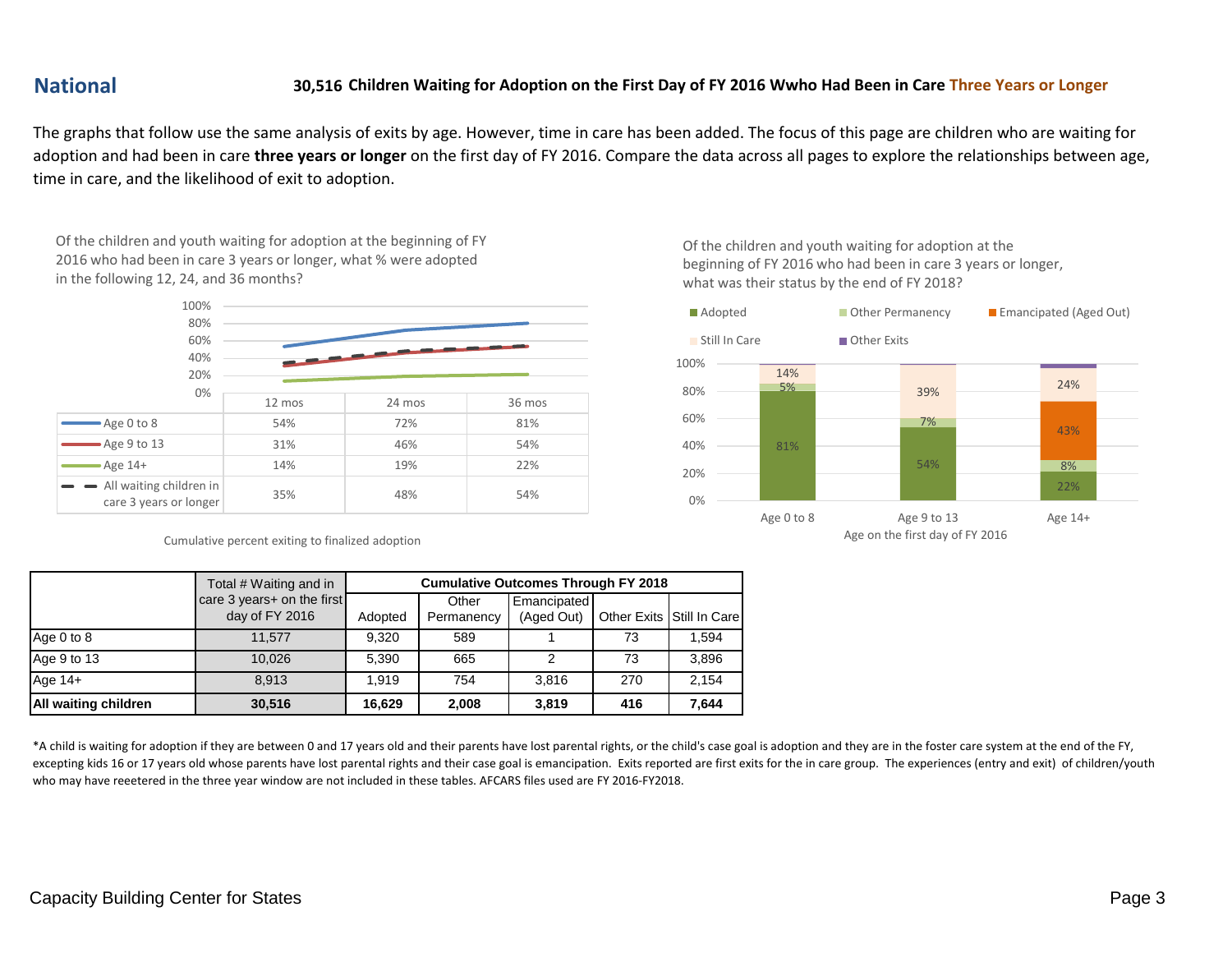**National**

## 30,516 Children Waiting for Adoption on the First Day of FY 2016 Wwho Had Been in Care Three Years or Longer

The graphs that follow use the same analysis of exits by age. However, time in care has been added. The focus of this page are children who are waiting for adoption and had been in care **three years or longer** on the first day of FY 2016. Compare the data across all pages to explore the relationships between age, time in care, and the likelihood of exit to adoption.

Of the children and youth waiting for adoption at the beginning of FY 2016 who had been in care 3 years or longer, what % were adopted in the following 12, 24, and 36 months?

100%
80%
60%
40%
20%
0%

| | 12 mos | 24 mos | 36 mos |
|---|---|---|---|
| Age 0 to 8 | 54% | 72% | 81% |
| Age 9 to 13 | 31% | 46% | 54% |
| Age 14+ | 14% | 19% | 22% |
| All waiting children in care 3 years or longer | 35% | 48% | 54% |

Cumulative percent exiting to finalized adoption

Of the children and youth waiting for adoption at the beginning of FY 2016 who had been in care 3 years or longer, what was their status by the end of FY 2018?

Adopted
Other Permanency
Emancipated (Aged Out)
Still In Care
Other Exits

100%
80%
60%
40%
20%
0%

Age 0 to 8: 81%, 5%, 14%
Age 9 to 13: 54%, 7%, 39%
Age 14+: 22%, 8%, 43%, 24%

Age on the first day of FY 2016

| | Total # Waiting and in care 3 years+ on the first day of FY 2016 | Cumulative Outcomes Through FY 2018 | | | | |
|---|---|---|---|---|---|---|
| | | Adopted | Other Permanency | Emancipated (Aged Out) | Other Exits | Still In Care |
| Age 0 to 8 | 11,577 | 9,320 | 589 | 1 | 73 | 1,594 |
| Age 9 to 13 | 10,026 | 5,390 | 665 | 2 | 73 | 3,896 |
| Age 14+ | 8,913 | 1,919 | 754 | 3,816 | 270 | 2,154 |
| **All waiting children** | **30,516** | **16,629** | **2,008** | **3,819** | **416** | **7,644** |

*A child is waiting for adoption if they are between 0 and 17 years old and their parents have lost parental rights, or the child's case goal is adoption and they are in the foster care system at the end of the FY, excepting kids 16 or 17 years old whose parents have lost parental rights and their case goal is emancipation. Exits reported are first exits for the in care group. The experiences (entry and exit) of children/youth who may have reeetered in the three year window are not included in these tables. AFCARS files used are FY 2016-FY2018.

Capacity Building Center for States